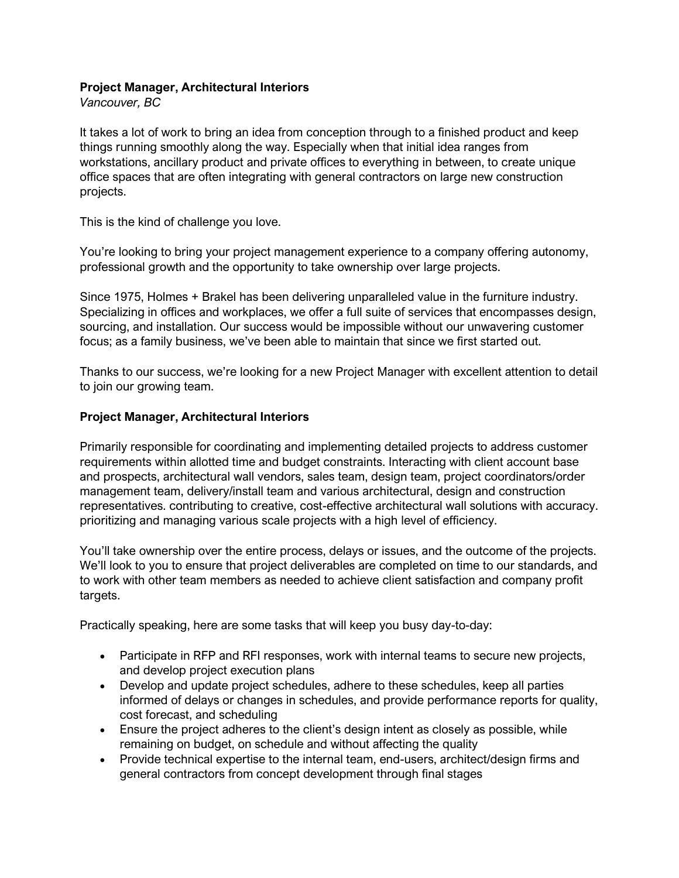**Project Manager, Architectural Interiors**
*Vancouver, BC*

It takes a lot of work to bring an idea from conception through to a finished product and keep things running smoothly along the way. Especially when that initial idea ranges from workstations, ancillary product and private offices to everything in between, to create unique office spaces that are often integrating with general contractors on large new construction projects.

This is the kind of challenge you love.

You're looking to bring your project management experience to a company offering autonomy, professional growth and the opportunity to take ownership over large projects.

Since 1975, Holmes + Brakel has been delivering unparalleled value in the furniture industry. Specializing in offices and workplaces, we offer a full suite of services that encompasses design, sourcing, and installation. Our success would be impossible without our unwavering customer focus; as a family business, we've been able to maintain that since we first started out.

Thanks to our success, we're looking for a new Project Manager with excellent attention to detail to join our growing team.

**Project Manager, Architectural Interiors**

Primarily responsible for coordinating and implementing detailed projects to address customer requirements within allotted time and budget constraints. Interacting with client account base and prospects, architectural wall vendors, sales team, design team, project coordinators/order management team, delivery/install team and various architectural, design and construction representatives. contributing to creative, cost-effective architectural wall solutions with accuracy. prioritizing and managing various scale projects with a high level of efficiency.

You'll take ownership over the entire process, delays or issues, and the outcome of the projects. We'll look to you to ensure that project deliverables are completed on time to our standards, and to work with other team members as needed to achieve client satisfaction and company profit targets.

Practically speaking, here are some tasks that will keep you busy day-to-day:

- Participate in RFP and RFI responses, work with internal teams to secure new projects, and develop project execution plans
- Develop and update project schedules, adhere to these schedules, keep all parties informed of delays or changes in schedules, and provide performance reports for quality, cost forecast, and scheduling
- Ensure the project adheres to the client's design intent as closely as possible, while remaining on budget, on schedule and without affecting the quality
- Provide technical expertise to the internal team, end-users, architect/design firms and general contractors from concept development through final stages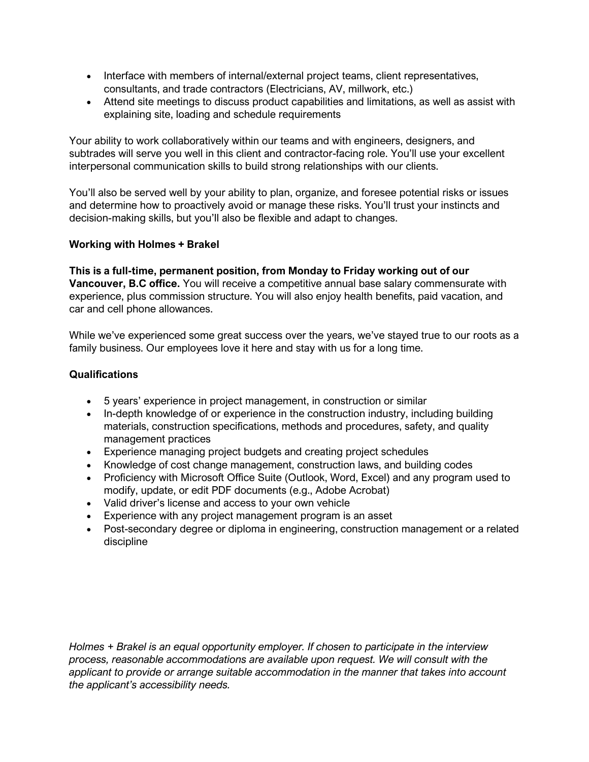- Interface with members of internal/external project teams, client representatives, consultants, and trade contractors (Electricians, AV, millwork, etc.)
- Attend site meetings to discuss product capabilities and limitations, as well as assist with explaining site, loading and schedule requirements

Your ability to work collaboratively within our teams and with engineers, designers, and subtrades will serve you well in this client and contractor-facing role. You'll use your excellent interpersonal communication skills to build strong relationships with our clients.

You'll also be served well by your ability to plan, organize, and foresee potential risks or issues and determine how to proactively avoid or manage these risks. You'll trust your instincts and decision-making skills, but you'll also be flexible and adapt to changes.

**Working with Holmes + Brakel**

**This is a full-time, permanent position, from Monday to Friday working out of our Vancouver, B.C office.** You will receive a competitive annual base salary commensurate with experience, plus commission structure. You will also enjoy health benefits, paid vacation, and car and cell phone allowances.

While we've experienced some great success over the years, we've stayed true to our roots as a family business. Our employees love it here and stay with us for a long time.

**Qualifications**

- 5 years' experience in project management, in construction or similar
- In-depth knowledge of or experience in the construction industry, including building materials, construction specifications, methods and procedures, safety, and quality management practices
- Experience managing project budgets and creating project schedules
- Knowledge of cost change management, construction laws, and building codes
- Proficiency with Microsoft Office Suite (Outlook, Word, Excel) and any program used to modify, update, or edit PDF documents (e.g., Adobe Acrobat)
- Valid driver's license and access to your own vehicle
- Experience with any project management program is an asset
- Post-secondary degree or diploma in engineering, construction management or a related discipline

*Holmes + Brakel is an equal opportunity employer. If chosen to participate in the interview process, reasonable accommodations are available upon request. We will consult with the applicant to provide or arrange suitable accommodation in the manner that takes into account the applicant's accessibility needs.*